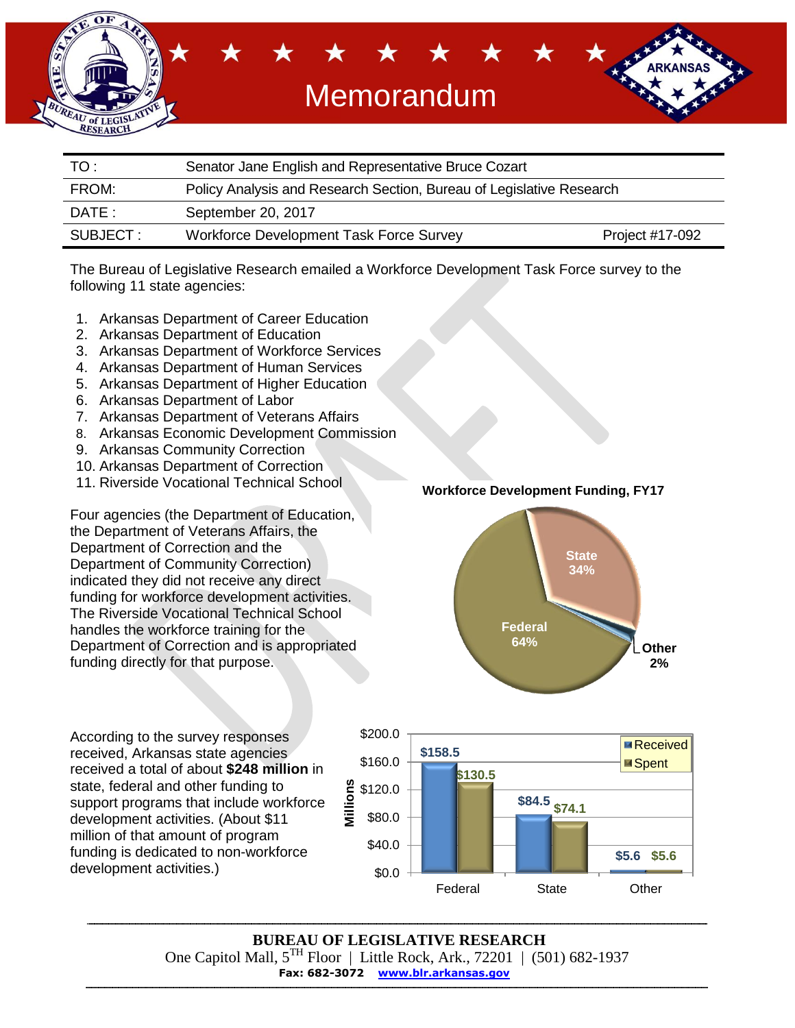# Memorandum

| | |
|---|---|
| TO : | Senator Jane English and Representative Bruce Cozart |
| FROM: | Policy Analysis and Research Section, Bureau of Legislative Research |
| DATE : | September 20, 2017 |
| SUBJECT : | Workforce Development Task Force Survey — Project #17-092 |

The Bureau of Legislative Research emailed a Workforce Development Task Force survey to the following 11 state agencies:

1. Arkansas Department of Career Education
2. Arkansas Department of Education
3. Arkansas Department of Workforce Services
4. Arkansas Department of Human Services
5. Arkansas Department of Higher Education
6. Arkansas Department of Labor
7. Arkansas Department of Veterans Affairs
8. Arkansas Economic Development Commission
9. Arkansas Community Correction
10. Arkansas Department of Correction
11. Riverside Vocational Technical School

Four agencies (the Department of Education, the Department of Veterans Affairs, the Department of Correction and the Department of Community Correction) indicated they did not receive any direct funding for workforce development activities. The Riverside Vocational Technical School handles the workforce training for the Department of Correction and is appropriated funding directly for that purpose.

**Workforce Development Funding, FY17**

| Source | Share |
|---|---|
| Federal | 64% |
| State | 34% |
| Other | 2% |

According to the survey responses received, Arkansas state agencies received a total of about **$248 million** in state, federal and other funding to support programs that include workforce development activities. (About $11 million of that amount of program funding is dedicated to non-workforce development activities.)

| Millions | Received | Spent |
|---|---|---|
| Federal | $158.5 | $130.5 |
| State | $84.5 | $74.1 |
| Other | $5.6 | $5.6 |

**BUREAU OF LEGISLATIVE RESEARCH**
One Capitol Mall, 5TH Floor | Little Rock, Ark., 72201 | (501) 682-1937
**Fax: 682-3072** www.blr.arkansas.gov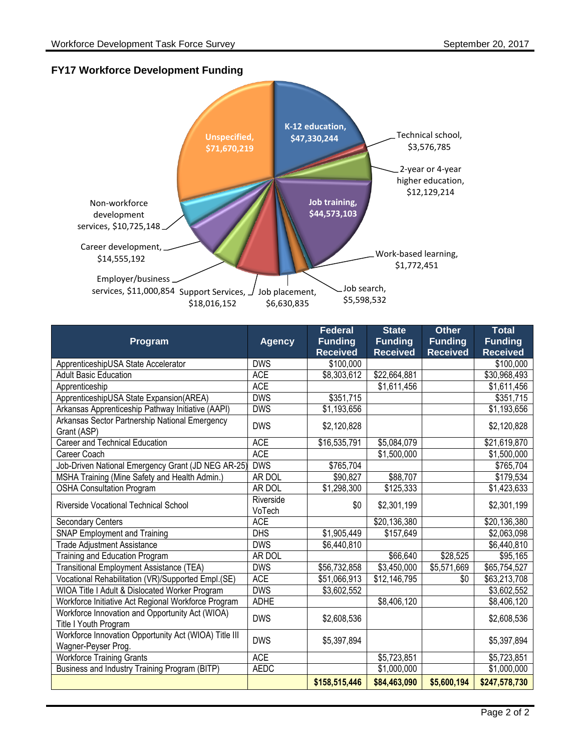## FY17 Workforce Development Funding

K-12 education, $47,330,244

Technical school, $3,576,785

2-year or 4-year higher education, $12,129,214

Job training, $44,573,103

Work-based learning, $1,772,451

Job search, $5,598,532

Job placement, $6,630,835

Support Services, $18,016,152

Employer/business services, $11,000,854

Career development, $14,555,192

Non-workforce development services, $10,725,148

Unspecified, $71,670,219

| Program | Agency | Federal Funding Received | State Funding Received | Other Funding Received | Total Funding Received |
|---|---|---|---|---|---|
| ApprenticeshipUSA State Accelerator | DWS | $100,000 | | | $100,000 |
| Adult Basic Education | ACE | $8,303,612 | $22,664,881 | | $30,968,493 |
| Apprenticeship | ACE | | $1,611,456 | | $1,611,456 |
| ApprenticeshipUSA State Expansion(AREA) | DWS | $351,715 | | | $351,715 |
| Arkansas Apprenticeship Pathway Initiative (AAPI) | DWS | $1,193,656 | | | $1,193,656 |
| Arkansas Sector Partnership National Emergency Grant (ASP) | DWS | $2,120,828 | | | $2,120,828 |
| Career and Technical Education | ACE | $16,535,791 | $5,084,079 | | $21,619,870 |
| Career Coach | ACE | | $1,500,000 | | $1,500,000 |
| Job-Driven National Emergency Grant (JD NEG AR-25) | DWS | $765,704 | | | $765,704 |
| MSHA Training (Mine Safety and Health Admin.) | AR DOL | $90,827 | $88,707 | | $179,534 |
| OSHA Consultation Program | AR DOL | $1,298,300 | $125,333 | | $1,423,633 |
| Riverside Vocational Technical School | Riverside VoTech | $0 | $2,301,199 | | $2,301,199 |
| Secondary Centers | ACE | | $20,136,380 | | $20,136,380 |
| SNAP Employment and Training | DHS | $1,905,449 | $157,649 | | $2,063,098 |
| Trade Adjustment Assistance | DWS | $6,440,810 | | | $6,440,810 |
| Training and Education Program | AR DOL | | $66,640 | $28,525 | $95,165 |
| Transitional Employment Assistance (TEA) | DWS | $56,732,858 | $3,450,000 | $5,571,669 | $65,754,527 |
| Vocational Rehabilitation (VR)/Supported Empl.(SE) | ACE | $51,066,913 | $12,146,795 | $0 | $63,213,708 |
| WIOA Title I Adult & Dislocated Worker Program | DWS | $3,602,552 | | | $3,602,552 |
| Workforce Initiative Act Regional Workforce Program | ADHE | | $8,406,120 | | $8,406,120 |
| Workforce Innovation and Opportunity Act (WIOA) Title I Youth Program | DWS | $2,608,536 | | | $2,608,536 |
| Workforce Innovation Opportunity Act (WIOA) Title III Wagner-Peyser Prog. | DWS | $5,397,894 | | | $5,397,894 |
| Workforce Training Grants | ACE | | $5,723,851 | | $5,723,851 |
| Business and Industry Training Program (BITP) | AEDC | | $1,000,000 | | $1,000,000 |
| | | **$158,515,446** | **$84,463,090** | **$5,600,194** | **$247,578,730** |